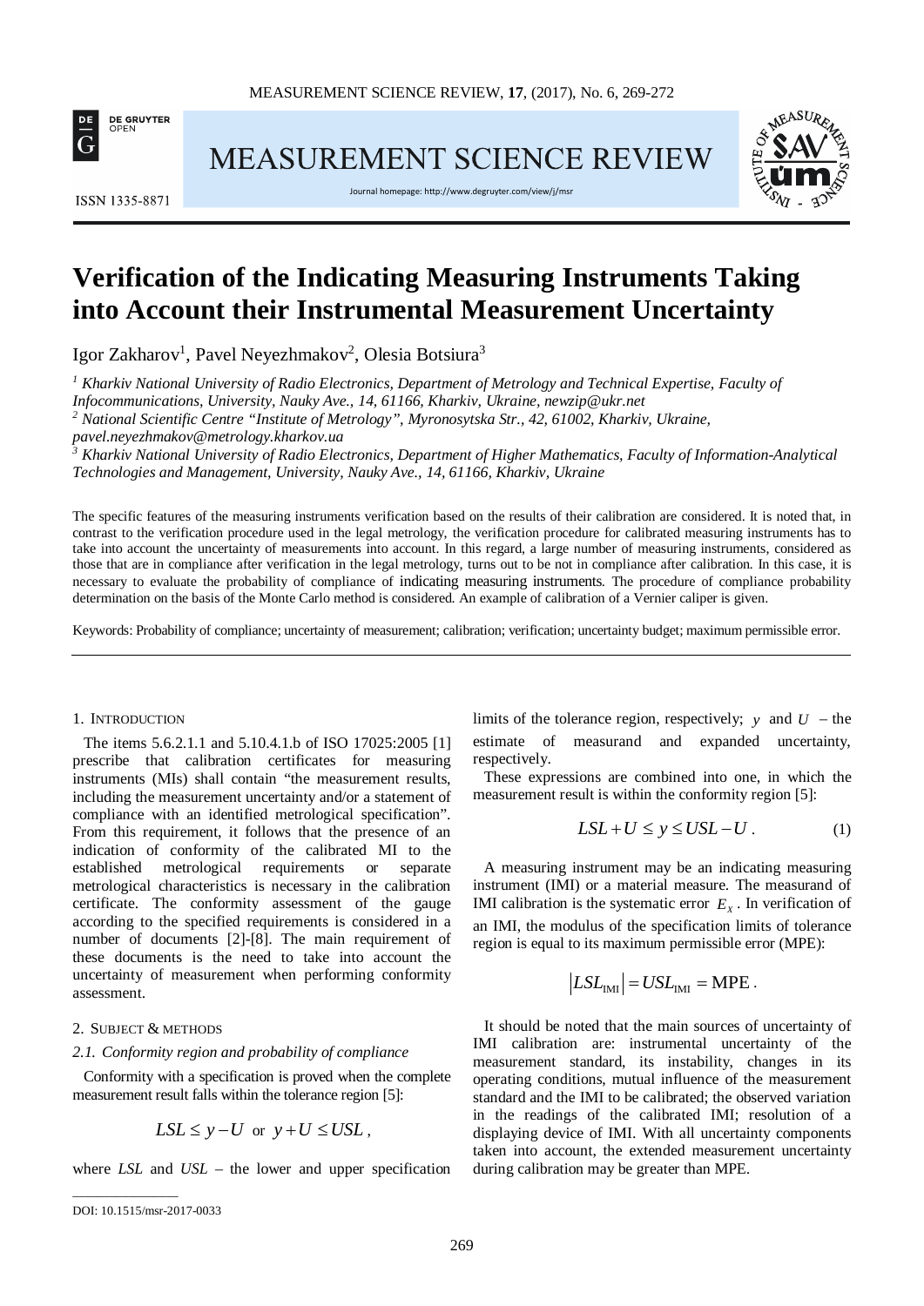# Verification of the Indicating Measuring Instruments Taking into Account their Instrumental Measurement Uncertainty

Igor Zakharov[1], Pavel Neyezhmakov[2], Olesia Botsiura[3]

[1] *Kharkiv National University of Radio Electronics, Department of Metrology and Technical Expertise, Faculty of Infocommunications, University, Nauky Ave., 14, 61166, Kharkiv, Ukraine, newzip@ukr.net*
[2] *National Scientific Centre "Institute of Metrology", Myronosytska Str., 42, 61002, Kharkiv, Ukraine, pavel.neyezhmakov@metrology.kharkov.ua*
[3] *Kharkiv National University of Radio Electronics, Department of Higher Mathematics, Faculty of Information-Analytical Technologies and Management, University, Nauky Ave., 14, 61166, Kharkiv, Ukraine*

The specific features of the measuring instruments verification based on the results of their calibration are considered. It is noted that, in contrast to the verification procedure used in the legal metrology, the verification procedure for calibrated measuring instruments has to take into account the uncertainty of measurements into account. In this regard, a large number of measuring instruments, considered as those that are in compliance after verification in the legal metrology, turns out to be not in compliance after calibration. In this case, it is necessary to evaluate the probability of compliance of indicating measuring instruments. The procedure of compliance probability determination on the basis of the Monte Carlo method is considered. An example of calibration of a Vernier caliper is given.

Keywords: Probability of compliance; uncertainty of measurement; calibration; verification; uncertainty budget; maximum permissible error.

## 1. Introduction

The items 5.6.2.1.1 and 5.10.4.1.b of ISO 17025:2005 [1] prescribe that calibration certificates for measuring instruments (MIs) shall contain "the measurement results, including the measurement uncertainty and/or a statement of compliance with an identified metrological specification". From this requirement, it follows that the presence of an indication of conformity of the calibrated MI to the established metrological requirements or separate metrological characteristics is necessary in the calibration certificate. The conformity assessment of the gauge according to the specified requirements is considered in a number of documents [2]-[8]. The main requirement of these documents is the need to take into account the uncertainty of measurement when performing conformity assessment.

## 2. Subject & methods

### 2.1. Conformity region and probability of compliance

Conformity with a specification is proved when the complete measurement result falls within the tolerance region [5]:

$$LSL \le y - U \quad \text{or} \quad y + U \le USL,$$

where *LSL* and *USL* – the lower and upper specification limits of the tolerance region, respectively; $y$ and $U$ – the estimate of measurand and expanded uncertainty, respectively.

These expressions are combined into one, in which the measurement result is within the conformity region [5]:

$$LSL + U \le y \le USL - U. \tag{1}$$

A measuring instrument may be an indicating measuring instrument (IMI) or a material measure. The measurand of IMI calibration is the systematic error $E_x$. In verification of an IMI, the modulus of the specification limits of tolerance region is equal to its maximum permissible error (MPE):

$$|LSL_{\text{IMI}}| = USL_{\text{IMI}} = \text{MPE}.$$

It should be noted that the main sources of uncertainty of IMI calibration are: instrumental uncertainty of the measurement standard, its instability, changes in its operating conditions, mutual influence of the measurement standard and the IMI to be calibrated; the observed variation in the readings of the calibrated IMI; resolution of a displaying device of IMI. With all uncertainty components taken into account, the extended measurement uncertainty during calibration may be greater than MPE.

DOI: 10.1515/msr-2017-0033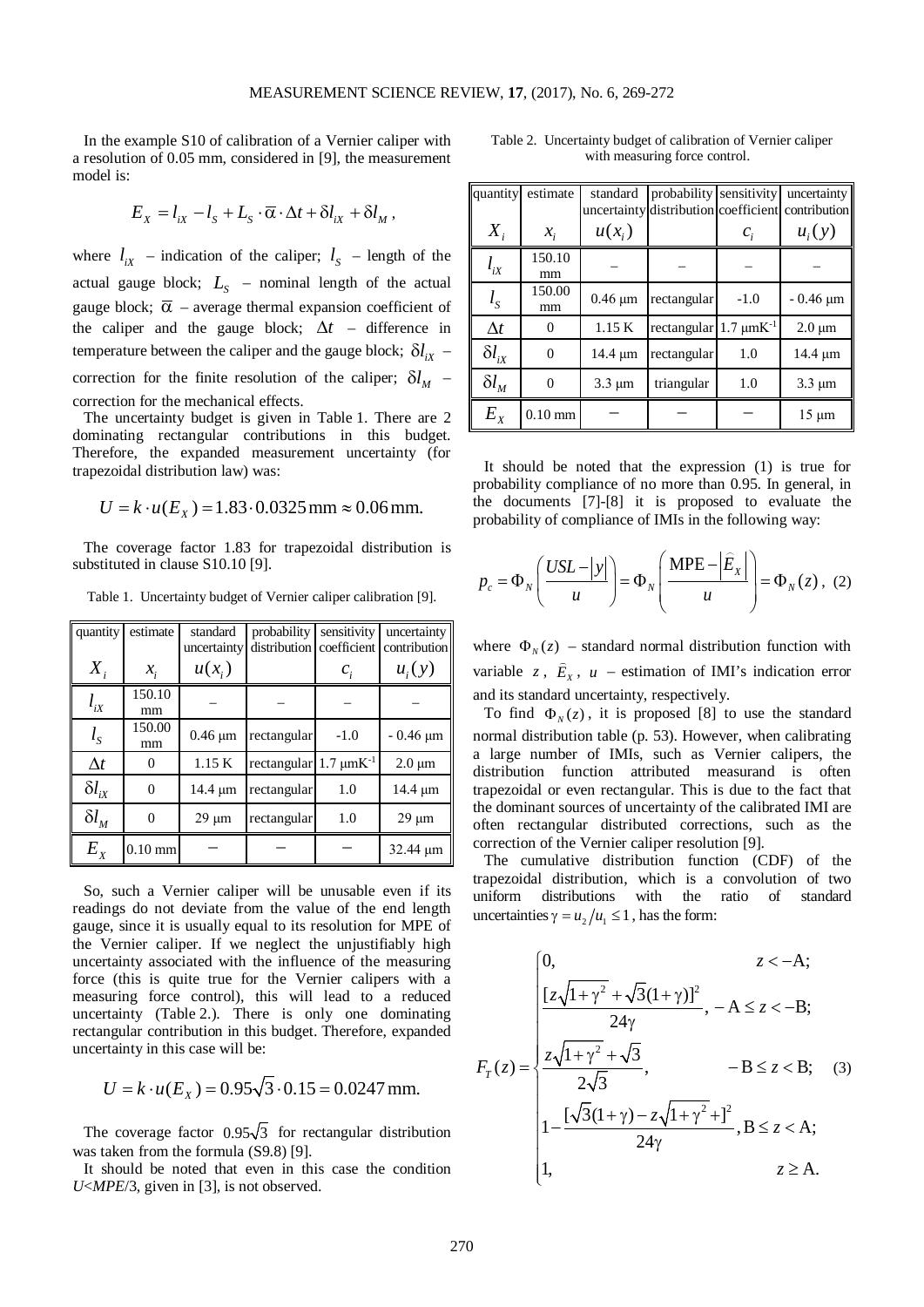In the example S10 of calibration of a Vernier caliper with a resolution of 0.05 mm, considered in [9], the measurement model is:

$$E_X = l_{iX} - l_S + L_S \cdot \bar{\alpha} \cdot \Delta t + \delta l_{iX} + \delta l_M ,$$

where $l_{iX}$ – indication of the caliper; $l_S$ – length of the actual gauge block; $L_S$ – nominal length of the actual gauge block; $\bar{\alpha}$ – average thermal expansion coefficient of the caliper and the gauge block; $\Delta t$ – difference in temperature between the caliper and the gauge block; $\delta l_{iX}$ – correction for the finite resolution of the caliper; $\delta l_M$ – correction for the mechanical effects.

The uncertainty budget is given in Table 1. There are 2 dominating rectangular contributions in this budget. Therefore, the expanded measurement uncertainty (for trapezoidal distribution law) was:

$$U = k \cdot u(E_X) = 1.83 \cdot 0.0325\,\text{mm} \approx 0.06\,\text{mm}.$$

The coverage factor 1.83 for trapezoidal distribution is substituted in clause S10.10 [9].

Table 1. Uncertainty budget of Vernier caliper calibration [9].

| quantity $X_i$ | estimate $x_i$ | standard uncertainty $u(x_i)$ | probability distribution | sensitivity coefficient $c_i$ | uncertainty contribution $u_i(y)$ |
|---|---|---|---|---|---|
| $l_{iX}$ | 150.10 mm | – | – | – | – |
| $l_S$ | 150.00 mm | 0.46 μm | rectangular | -1.0 | - 0.46 μm |
| $\Delta t$ | 0 | 1.15 K | rectangular | 1.7 μmK$^{-1}$ | 2.0 μm |
| $\delta l_{iX}$ | 0 | 14.4 μm | rectangular | 1.0 | 14.4 μm |
| $\delta l_M$ | 0 | 29 μm | rectangular | 1.0 | 29 μm |
| $E_X$ | 0.10 mm | – | – | – | 32.44 μm |

So, such a Vernier caliper will be unusable even if its readings do not deviate from the value of the end length gauge, since it is usually equal to its resolution for MPE of the Vernier caliper. If we neglect the unjustifiably high uncertainty associated with the influence of the measuring force (this is quite true for the Vernier calipers with a measuring force control), this will lead to a reduced uncertainty (Table 2.). There is only one dominating rectangular contribution in this budget. Therefore, expanded uncertainty in this case will be:

$$U = k \cdot u(E_X) = 0.95\sqrt{3} \cdot 0.15 = 0.0247\,\text{mm}.$$

The coverage factor $0.95\sqrt{3}$ for rectangular distribution was taken from the formula (S9.8) [9].

It should be noted that even in this case the condition *U*<*MPE*/3, given in [3], is not observed.

Table 2. Uncertainty budget of calibration of Vernier caliper with measuring force control.

| quantity $X_i$ | estimate $x_i$ | standard uncertainty $u(x_i)$ | probability distribution | sensitivity coefficient $c_i$ | uncertainty contribution $u_i(y)$ |
|---|---|---|---|---|---|
| $l_{iX}$ | 150.10 mm | – | – | – | – |
| $l_S$ | 150.00 mm | 0.46 μm | rectangular | -1.0 | - 0.46 μm |
| $\Delta t$ | 0 | 1.15 K | rectangular | 1.7 μmK$^{-1}$ | 2.0 μm |
| $\delta l_{iX}$ | 0 | 14.4 μm | rectangular | 1.0 | 14.4 μm |
| $\delta l_M$ | 0 | 3.3 μm | triangular | 1.0 | 3.3 μm |
| $E_X$ | 0.10 mm | – | – | – | 15 μm |

It should be noted that the expression (1) is true for probability compliance of no more than 0.95. In general, in the documents [7]-[8] it is proposed to evaluate the probability of compliance of IMIs in the following way:

$$p_c = \Phi_N\left(\frac{USL - |y|}{u}\right) = \Phi_N\left(\frac{\text{MPE} - |\hat{E}_X|}{u}\right) = \Phi_N(z)\,, \quad (2)$$

where $\Phi_N(z)$ – standard normal distribution function with variable $z$, $\hat{E}_X$, $u$ – estimation of IMI's indication error and its standard uncertainty, respectively.

To find $\Phi_N(z)$, it is proposed [8] to use the standard normal distribution table (p. 53). However, when calibrating a large number of IMIs, such as Vernier calipers, the distribution function attributed measurand is often trapezoidal or even rectangular. This is due to the fact that the dominant sources of uncertainty of the calibrated IMI are often rectangular distributed corrections, such as the correction of the Vernier caliper resolution [9].

The cumulative distribution function (CDF) of the trapezoidal distribution, which is a convolution of two uniform distributions with the ratio of standard uncertainties $\gamma = u_2/u_1 \le 1$, has the form:

$$F_T(z) = \begin{cases} 0, & z < -\text{A}; \\ \dfrac{[z\sqrt{1+\gamma^2} + \sqrt{3}(1+\gamma)]^2}{24\gamma}, & -\text{A} \le z < -\text{B}; \\ \dfrac{z\sqrt{1+\gamma^2} + \sqrt{3}}{2\sqrt{3}}, & -\text{B} \le z < \text{B}; \\ 1 - \dfrac{[\sqrt{3}(1+\gamma) - z\sqrt{1+\gamma^2}]^2}{24\gamma}, & \text{B} \le z < \text{A}; \\ 1, & z \ge \text{A}. \end{cases} \quad (3)$$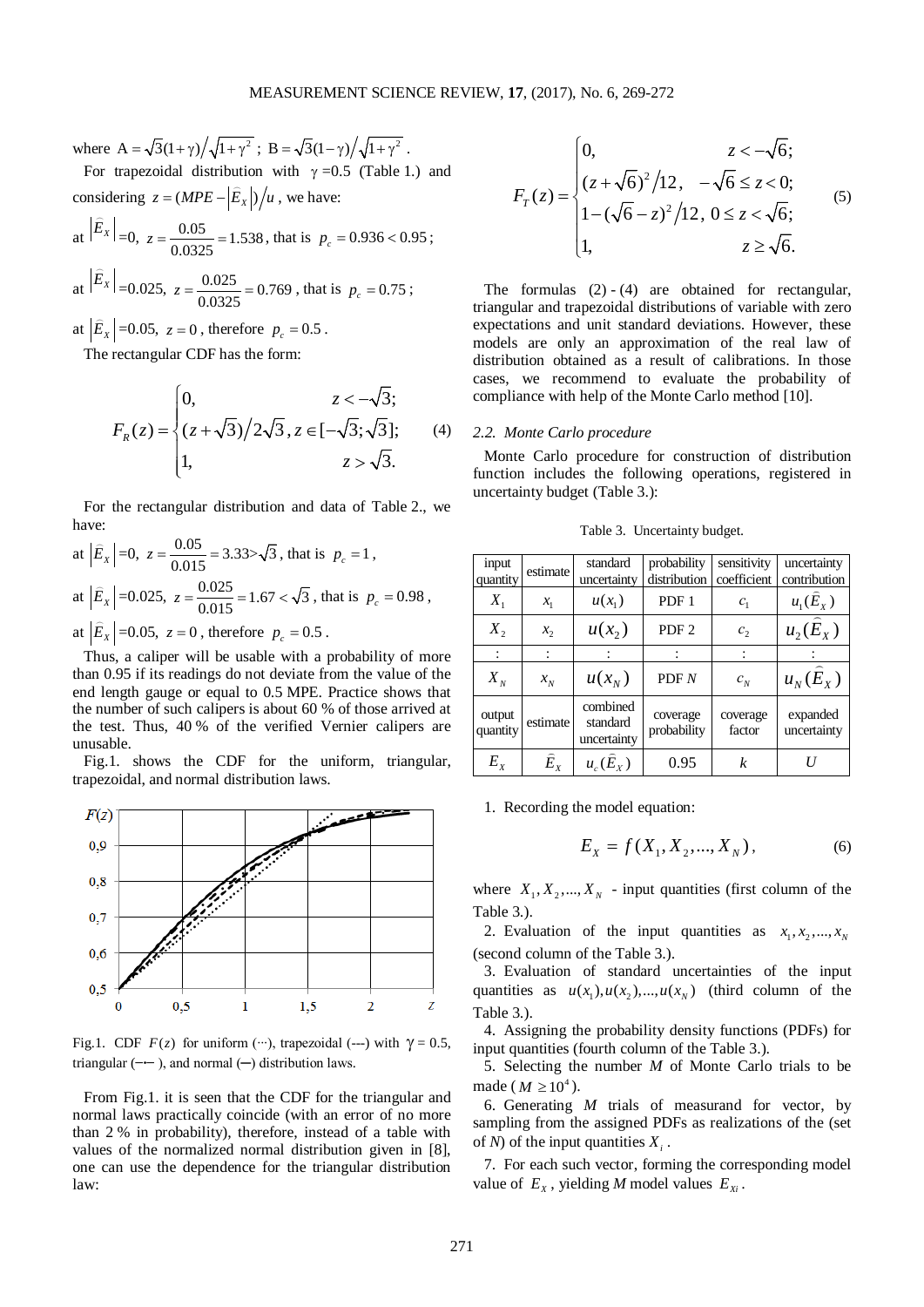where $A = \sqrt{3}(1+\gamma)/\sqrt{1+\gamma^2}$ ; $B = \sqrt{3}(1-\gamma)/\sqrt{1+\gamma^2}$ .

For trapezoidal distribution with $\gamma = 0.5$ (Table 1.) and considering $z = (MPE - |\hat{E}_X|)/u$ , we have:

at $|\hat{E}_X|$ =0, $z = \dfrac{0.05}{0.0325} = 1.538$, that is $p_c = 0.936 < 0.95$ ;

at $|\hat{E}_X|$ =0.025, $z = \dfrac{0.025}{0.0325} = 0.769$ , that is $p_c = 0.75$ ;

at $|\hat{E}_X|$ =0.05, $z = 0$ , therefore $p_c = 0.5$ .

The rectangular CDF has the form:

$$F_R(z) = \begin{cases} 0, & z < -\sqrt{3}; \\ (z+\sqrt{3})/2\sqrt{3}, & z \in [-\sqrt{3}; \sqrt{3}]; \\ 1, & z > \sqrt{3}. \end{cases} \tag{4}$$

For the rectangular distribution and data of Table 2., we have:

at $|\hat{E}_X|$ =0, $z = \dfrac{0.05}{0.015} = 3.33 > \sqrt{3}$ , that is $p_c = 1$ ,

at $|\hat{E}_X|$ =0.025, $z = \dfrac{0.025}{0.015} = 1.67 < \sqrt{3}$ , that is $p_c = 0.98$ ,

at $|\hat{E}_X|$ =0.05, $z = 0$ , therefore $p_c = 0.5$ .

Thus, a caliper will be usable with a probability of more than 0.95 if its readings do not deviate from the value of the end length gauge or equal to 0.5 MPE. Practice shows that the number of such calipers is about 60 % of those arrived at the test. Thus, 40 % of the verified Vernier calipers are unusable.

Fig.1. shows the CDF for the uniform, triangular, trapezoidal, and normal distribution laws.

Fig.1. CDF $F(z)$ for uniform (···), trapezoidal (---) with $\gamma = 0.5$, triangular (−·− ), and normal (—) distribution laws.

From Fig.1. it is seen that the CDF for the triangular and normal laws practically coincide (with an error of no more than 2 % in probability), therefore, instead of a table with values of the normalized normal distribution given in [8], one can use the dependence for the triangular distribution law:

$$F_T(z) = \begin{cases} 0, & z < -\sqrt{6}; \\ (z+\sqrt{6})^2/12, & -\sqrt{6} \le z < 0; \\ 1-(\sqrt{6}-z)^2/12, & 0 \le z < \sqrt{6}; \\ 1, & z \ge \sqrt{6}. \end{cases} \tag{5}$$

The formulas (2) - (4) are obtained for rectangular, triangular and trapezoidal distributions of variable with zero expectations and unit standard deviations. However, these models are only an approximation of the real law of distribution obtained as a result of calibrations. In those cases, we recommend to evaluate the probability of compliance with help of the Monte Carlo method [10].

### 2.2. *Monte Carlo procedure*

Monte Carlo procedure for construction of distribution function includes the following operations, registered in uncertainty budget (Table 3.):

Table 3. Uncertainty budget.

| input quantity | estimate | standard uncertainty | probability distribution | sensitivity coefficient | uncertainty contribution |
|---|---|---|---|---|---|
| $X_1$ | $x_1$ | $u(x_1)$ | PDF 1 | $c_1$ | $u_1(\hat{E}_X)$ |
| $X_2$ | $x_2$ | $u(x_2)$ | PDF 2 | $c_2$ | $u_2(\hat{E}_X)$ |
| : | : | : | : | : | : |
| $X_N$ | $x_N$ | $u(x_N)$ | PDF $N$ | $c_N$ | $u_N(\hat{E}_X)$ |
| output quantity | estimate | combined standard uncertainty | coverage probability | coverage factor | expanded uncertainty |
| $E_X$ | $\hat{E}_X$ | $u_c(\hat{E}_X)$ | 0.95 | $k$ | $U$ |

1. Recording the model equation:

$$E_X = f(X_1, X_2, ..., X_N), \tag{6}$$

where $X_1, X_2, ..., X_N$ - input quantities (first column of the Table 3.).

2. Evaluation of the input quantities as $x_1, x_2, ..., x_N$ (second column of the Table 3.).

3. Evaluation of standard uncertainties of the input quantities as $u(x_1), u(x_2), ..., u(x_N)$ (third column of the Table 3.).

4. Assigning the probability density functions (PDFs) for input quantities (fourth column of the Table 3.).

5. Selecting the number $M$ of Monte Carlo trials to be made ($M \ge 10^4$).

6. Generating $M$ trials of measurand for vector, by sampling from the assigned PDFs as realizations of the (set of $N$) of the input quantities $X_i$ .

7. For each such vector, forming the corresponding model value of $E_X$ , yielding $M$ model values $E_{Xi}$ .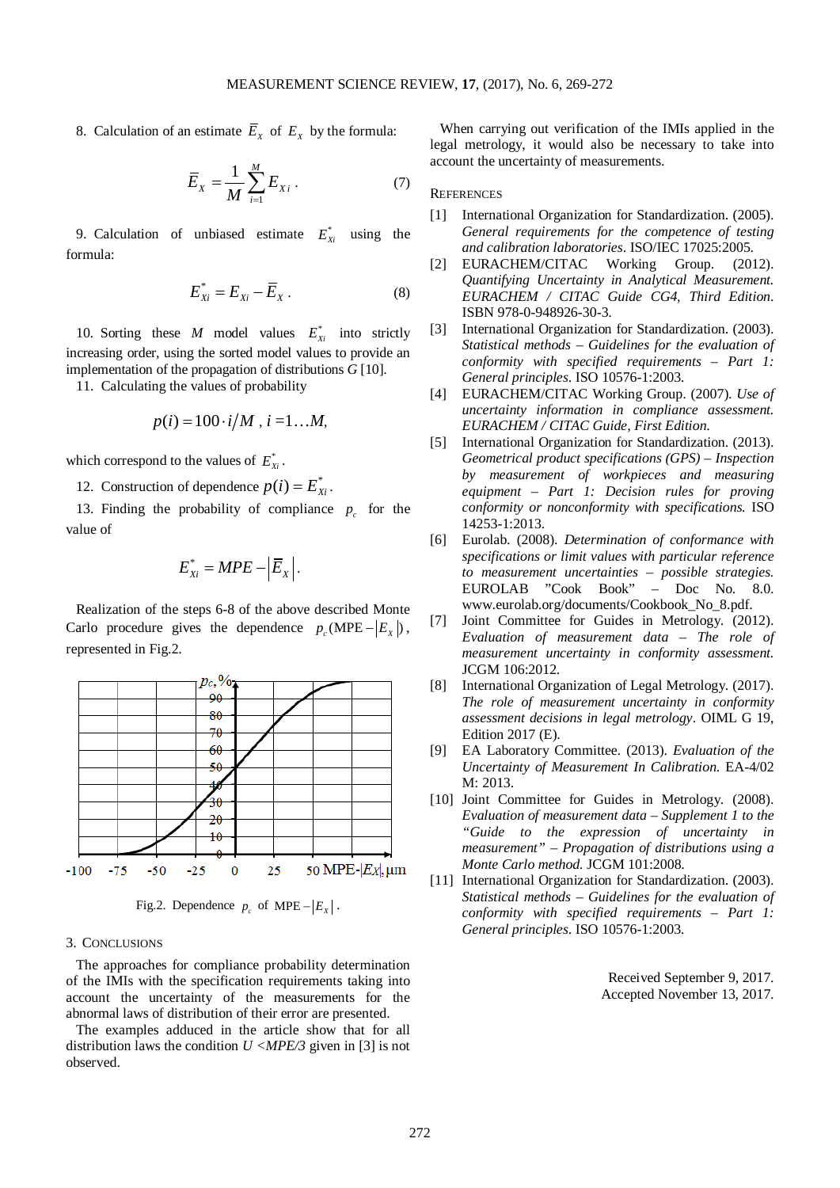8. Calculation of an estimate $\bar{E}_X$ of $E_X$ by the formula:

$$\bar{E}_X = \frac{1}{M}\sum_{i=1}^{M} E_{Xi} . \tag{7}$$

9. Calculation of unbiased estimate $E_{Xi}^*$ using the formula:

$$E_{Xi}^* = E_{Xi} - \bar{E}_X . \tag{8}$$

10. Sorting these $M$ model values $E_{Xi}^*$ into strictly increasing order, using the sorted model values to provide an implementation of the propagation of distributions $G$ [10].

11. Calculating the values of probability

$$p(i) = 100 \cdot i/M \text{ , } i = 1 \ldots M,$$

which correspond to the values of $E_{Xi}^*$.

12. Construction of dependence $p(i) = E_{Xi}^*$.

13. Finding the probability of compliance $p_c$ for the value of

$$E_{Xi}^* = MPE - \left|\bar{E}_X\right|.$$

Realization of the steps 6-8 of the above described Monte Carlo procedure gives the dependence $p_c(\text{MPE} - |E_X|)$, represented in Fig.2.

$p_c$,%
90
80
70
60
50
40
30
20
10
0
-100 -75 -50 -25 0 25 50 MPE-|$E_X$|, μm

Fig.2. Dependence $p_c$ of $\text{MPE} - |E_X|$.

## 3. Conclusions

The approaches for compliance probability determination of the IMIs with the specification requirements taking into account the uncertainty of the measurements for the abnormal laws of distribution of their error are presented.

The examples adduced in the article show that for all distribution laws the condition $U < MPE/3$ given in [3] is not observed.

When carrying out verification of the IMIs applied in the legal metrology, it would also be necessary to take into account the uncertainty of measurements.

## References

[1] International Organization for Standardization. (2005). *General requirements for the competence of testing and calibration laboratories*. ISO/IEC 17025:2005.

[2] EURACHEM/CITAC Working Group. (2012). *Quantifying Uncertainty in Analytical Measurement. EURACHEM / CITAC Guide CG4, Third Edition*. ISBN 978-0-948926-30-3.

[3] International Organization for Standardization. (2003). *Statistical methods – Guidelines for the evaluation of conformity with specified requirements – Part 1: General principles*. ISO 10576-1:2003.

[4] EURACHEM/CITAC Working Group. (2007). *Use of uncertainty information in compliance assessment. EURACHEM / CITAC Guide, First Edition.*

[5] International Organization for Standardization. (2013). *Geometrical product specifications (GPS) – Inspection by measurement of workpieces and measuring equipment – Part 1: Decision rules for proving conformity or nonconformity with specifications*. ISO 14253-1:2013.

[6] Eurolab. (2008). *Determination of conformance with specifications or limit values with particular reference to measurement uncertainties – possible strategies.* EUROLAB "Cook Book" – Doc No. 8.0. www.eurolab.org/documents/Cookbook_No_8.pdf.

[7] Joint Committee for Guides in Metrology. (2012). *Evaluation of measurement data – The role of measurement uncertainty in conformity assessment.* JCGM 106:2012.

[8] International Organization of Legal Metrology. (2017). *The role of measurement uncertainty in conformity assessment decisions in legal metrology*. OIML G 19, Edition 2017 (E).

[9] EA Laboratory Committee. (2013). *Evaluation of the Uncertainty of Measurement In Calibration.* EA-4/02 M: 2013.

[10] Joint Committee for Guides in Metrology. (2008). *Evaluation of measurement data – Supplement 1 to the "Guide to the expression of uncertainty in measurement" – Propagation of distributions using a Monte Carlo method.* JCGM 101:2008.

[11] International Organization for Standardization. (2003). *Statistical methods – Guidelines for the evaluation of conformity with specified requirements – Part 1: General principles*. ISO 10576-1:2003.

Received September 9, 2017.
Accepted November 13, 2017.